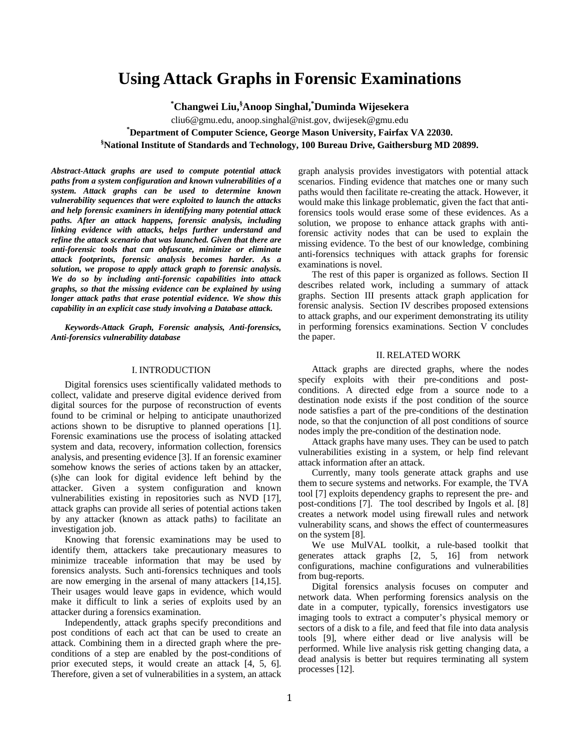# Using Attack Graphs in Forensic Examinations

**[*]Changwei Liu,[§]Anoop Singhal,[*]Duminda Wijesekera**

cliu6@gmu.edu, anoop.singhal@nist.gov, dwijesek@gmu.edu

**[*]Department of Computer Science, George Mason University, Fairfax VA 22030.**

**[§]National Institute of Standards and Technology, 100 Bureau Drive, Gaithersburg MD 20899.**

***Abstract-Attack graphs are used to compute potential attack paths from a system configuration and known vulnerabilities of a system. Attack graphs can be used to determine known vulnerability sequences that were exploited to launch the attacks and help forensic examiners in identifying many potential attack paths. After an attack happens, forensic analysis, including linking evidence with attacks, helps further understand and refine the attack scenario that was launched. Given that there are anti-forensic tools that can obfuscate, minimize or eliminate attack footprints, forensic analysis becomes harder. As a solution, we propose to apply attack graph to forensic analysis. We do so by including anti-forensic capabilities into attack graphs, so that the missing evidence can be explained by using longer attack paths that erase potential evidence. We show this capability in an explicit case study involving a Database attack.***

***Keywords-Attack Graph, Forensic analysis, Anti-forensics, Anti-forensics vulnerability database***

## I. INTRODUCTION

Digital forensics uses scientifically validated methods to collect, validate and preserve digital evidence derived from digital sources for the purpose of reconstruction of events found to be criminal or helping to anticipate unauthorized actions shown to be disruptive to planned operations [1]. Forensic examinations use the process of isolating attacked system and data, recovery, information collection, forensics analysis, and presenting evidence [3]. If an forensic examiner somehow knows the series of actions taken by an attacker, (s)he can look for digital evidence left behind by the attacker. Given a system configuration and known vulnerabilities existing in repositories such as NVD [17], attack graphs can provide all series of potential actions taken by any attacker (known as attack paths) to facilitate an investigation job.

Knowing that forensic examinations may be used to identify them, attackers take precautionary measures to minimize traceable information that may be used by forensics analysts. Such anti-forensics techniques and tools are now emerging in the arsenal of many attackers [14,15]. Their usages would leave gaps in evidence, which would make it difficult to link a series of exploits used by an attacker during a forensics examination.

Independently, attack graphs specify preconditions and post conditions of each act that can be used to create an attack. Combining them in a directed graph where the pre-conditions of a step are enabled by the post-conditions of prior executed steps, it would create an attack [4, 5, 6]. Therefore, given a set of vulnerabilities in a system, an attack graph analysis provides investigators with potential attack scenarios. Finding evidence that matches one or many such paths would then facilitate re-creating the attack. However, it would make this linkage problematic, given the fact that anti-forensics tools would erase some of these evidences. As a solution, we propose to enhance attack graphs with anti-forensic activity nodes that can be used to explain the missing evidence. To the best of our knowledge, combining anti-forensics techniques with attack graphs for forensic examinations is novel.

The rest of this paper is organized as follows. Section II describes related work, including a summary of attack graphs. Section III presents attack graph application for forensic analysis. Section IV describes proposed extensions to attack graphs, and our experiment demonstrating its utility in performing forensics examinations. Section V concludes the paper.

## II. RELATED WORK

Attack graphs are directed graphs, where the nodes specify exploits with their pre-conditions and post-conditions. A directed edge from a source node to a destination node exists if the post condition of the source node satisfies a part of the pre-conditions of the destination node, so that the conjunction of all post conditions of source nodes imply the pre-condition of the destination node.

Attack graphs have many uses. They can be used to patch vulnerabilities existing in a system, or help find relevant attack information after an attack.

Currently, many tools generate attack graphs and use them to secure systems and networks. For example, the TVA tool [7] exploits dependency graphs to represent the pre- and post-conditions [7]. The tool described by Ingols et al. [8] creates a network model using firewall rules and network vulnerability scans, and shows the effect of countermeasures on the system [8].

We use MulVAL toolkit, a rule-based toolkit that generates attack graphs [2, 5, 16] from network configurations, machine configurations and vulnerabilities from bug-reports.

Digital forensics analysis focuses on computer and network data. When performing forensics analysis on the date in a computer, typically, forensics investigators use imaging tools to extract a computer's physical memory or sectors of a disk to a file, and feed that file into data analysis tools [9], where either dead or live analysis will be performed. While live analysis risk getting changing data, a dead analysis is better but requires terminating all system processes [12].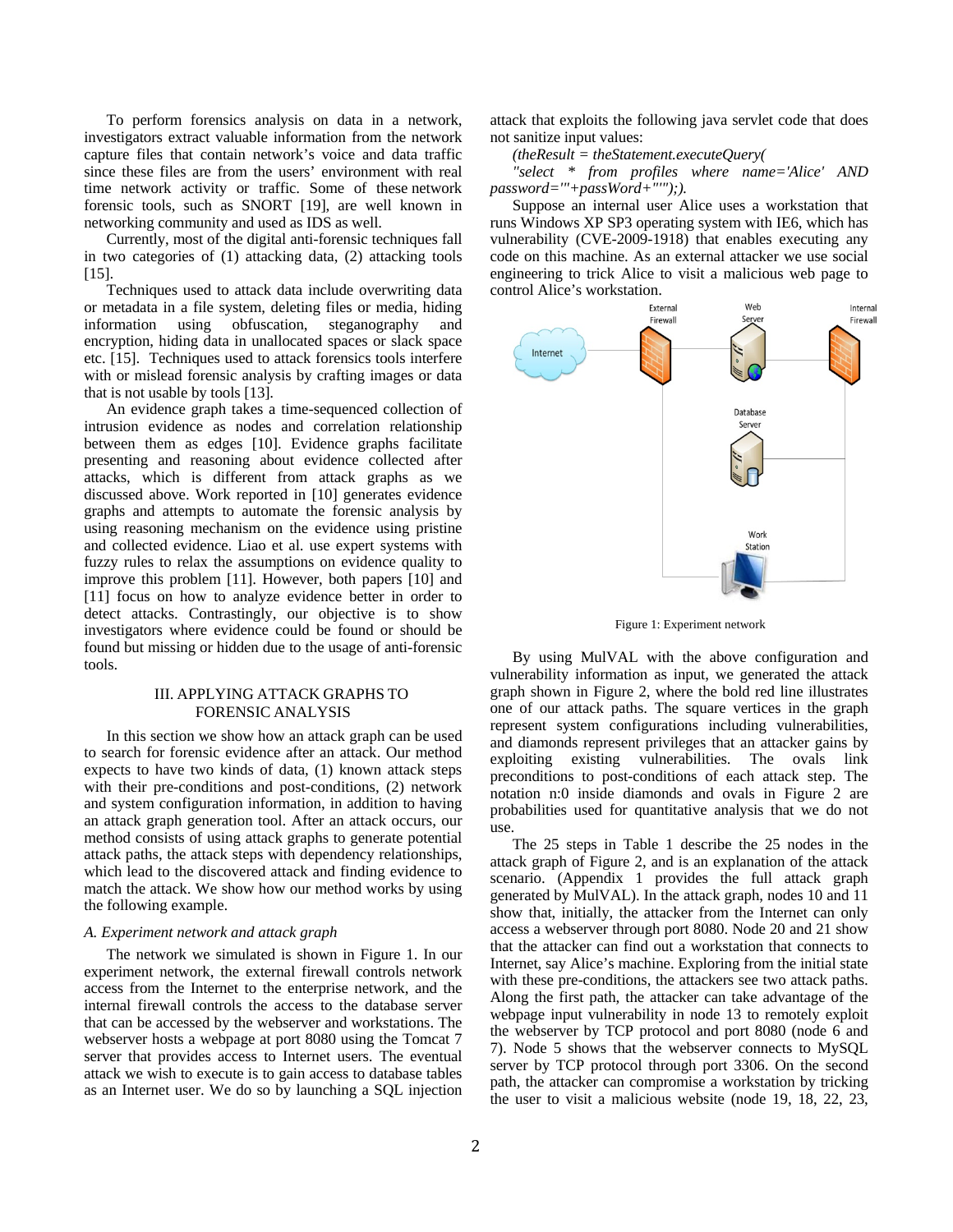To perform forensics analysis on data in a network, investigators extract valuable information from the network capture files that contain network's voice and data traffic since these files are from the users' environment with real time network activity or traffic. Some of these network forensic tools, such as SNORT [19], are well known in networking community and used as IDS as well.

Currently, most of the digital anti-forensic techniques fall in two categories of (1) attacking data, (2) attacking tools [15].

Techniques used to attack data include overwriting data or metadata in a file system, deleting files or media, hiding information using obfuscation, steganography and encryption, hiding data in unallocated spaces or slack space etc. [15]. Techniques used to attack forensics tools interfere with or mislead forensic analysis by crafting images or data that is not usable by tools [13].

An evidence graph takes a time-sequenced collection of intrusion evidence as nodes and correlation relationship between them as edges [10]. Evidence graphs facilitate presenting and reasoning about evidence collected after attacks, which is different from attack graphs as we discussed above. Work reported in [10] generates evidence graphs and attempts to automate the forensic analysis by using reasoning mechanism on the evidence using pristine and collected evidence. Liao et al. use expert systems with fuzzy rules to relax the assumptions on evidence quality to improve this problem [11]. However, both papers [10] and [11] focus on how to analyze evidence better in order to detect attacks. Contrastingly, our objective is to show investigators where evidence could be found or should be found but missing or hidden due to the usage of anti-forensic tools.

## III. APPLYING ATTACK GRAPHS TO FORENSIC ANALYSIS

In this section we show how an attack graph can be used to search for forensic evidence after an attack. Our method expects to have two kinds of data, (1) known attack steps with their pre-conditions and post-conditions, (2) network and system configuration information, in addition to having an attack graph generation tool. After an attack occurs, our method consists of using attack graphs to generate potential attack paths, the attack steps with dependency relationships, which lead to the discovered attack and finding evidence to match the attack. We show how our method works by using the following example.

### *A. Experiment network and attack graph*

The network we simulated is shown in Figure 1. In our experiment network, the external firewall controls network access from the Internet to the enterprise network, and the internal firewall controls the access to the database server that can be accessed by the webserver and workstations. The webserver hosts a webpage at port 8080 using the Tomcat 7 server that provides access to Internet users. The eventual attack we wish to execute is to gain access to database tables as an Internet user. We do so by launching a SQL injection attack that exploits the following java servlet code that does not sanitize input values:

*(theResult = theStatement.executeQuery(*

*"select * from profiles where name='Alice' AND password='"+passWord+"'");).*

Suppose an internal user Alice uses a workstation that runs Windows XP SP3 operating system with IE6, which has vulnerability (CVE-2009-1918) that enables executing any code on this machine. As an external attacker we use social engineering to trick Alice to visit a malicious web page to control Alice's workstation.

Figure 1: Experiment network

By using MulVAL with the above configuration and vulnerability information as input, we generated the attack graph shown in Figure 2, where the bold red line illustrates one of our attack paths. The square vertices in the graph represent system configurations including vulnerabilities, and diamonds represent privileges that an attacker gains by exploiting existing vulnerabilities. The ovals link preconditions to post-conditions of each attack step. The notation n:0 inside diamonds and ovals in Figure 2 are probabilities used for quantitative analysis that we do not use.

The 25 steps in Table 1 describe the 25 nodes in the attack graph of Figure 2, and is an explanation of the attack scenario. (Appendix 1 provides the full attack graph generated by MulVAL). In the attack graph, nodes 10 and 11 show that, initially, the attacker from the Internet can only access a webserver through port 8080. Node 20 and 21 show that the attacker can find out a workstation that connects to Internet, say Alice's machine. Exploring from the initial state with these pre-conditions, the attackers see two attack paths. Along the first path, the attacker can take advantage of the webpage input vulnerability in node 13 to remotely exploit the webserver by TCP protocol and port 8080 (node 6 and 7). Node 5 shows that the webserver connects to MySQL server by TCP protocol through port 3306. On the second path, the attacker can compromise a workstation by tricking the user to visit a malicious website (node 19, 18, 22, 23,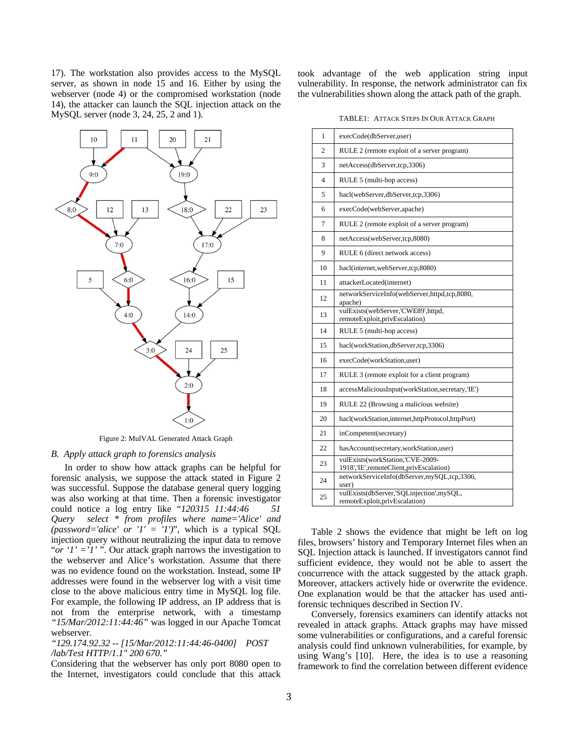17). The workstation also provides access to the MySQL server, as shown in node 15 and 16. Either by using the webserver (node 4) or the compromised workstation (node 14), the attacker can launch the SQL injection attack on the MySQL server (node 3, 24, 25, 2 and 1).

Figure 2: MulVAL Generated Attack Graph

## B. Apply attack graph to forensics analysis

In order to show how attack graphs can be helpful for forensic analysis, we suppose the attack stated in Figure 2 was successful. Suppose the database general query logging was also working at that time. Then a forensic investigator could notice a log entry like "*120315 11:44:46 51 Query select * from profiles where name='Alice' and (password='alice' or '1' = '1')*", which is a typical SQL injection query without neutralizing the input data to remove "*or '1' ='1'* ". Our attack graph narrows the investigation to the webserver and Alice's workstation. Assume that there was no evidence found on the workstation. Instead, some IP addresses were found in the webserver log with a visit time close to the above malicious entry time in MySQL log file. For example, the following IP address, an IP address that is not from the enterprise network, with a timestamp *"15/Mar/2012:11:44:46"* was logged in our Apache Tomcat webserver.

*"129.174.92.32 -- [15/Mar/2012:11:44:46-0400] POST /lab/Test HTTP/1.1" 200 670."*

Considering that the webserver has only port 8080 open to the Internet, investigators could conclude that this attack took advantage of the web application string input vulnerability. In response, the network administrator can fix the vulnerabilities shown along the attack path of the graph.

TABLE1: ATTACK STEPS IN OUR ATTACK GRAPH

| | |
|---|---|
| 1 | execCode(dbServer,user) |
| 2 | RULE 2 (remote exploit of a server program) |
| 3 | netAccess(dbServer,tcp,3306) |
| 4 | RULE 5 (multi-hop access) |
| 5 | hacl(webServer,dbServer,tcp,3306) |
| 6 | execCode(webServer,apache) |
| 7 | RULE 2 (remote exploit of a server program) |
| 8 | netAccess(webServer,tcp,8080) |
| 9 | RULE 6 (direct network access) |
| 10 | hacl(internet,webServer,tcp,8080) |
| 11 | attackerLocated(internet) |
| 12 | networkServiceInfo(webServer,httpd,tcp,8080, apache) |
| 13 | vulExists(webServer,'CWE89',httpd, remoteExploit,privEscalation) |
| 14 | RULE 5 (multi-hop access) |
| 15 | hacl(workStation,dbServer,tcp,3306) |
| 16 | execCode(workStation,user) |
| 17 | RULE 3 (remote exploit for a client program) |
| 18 | accessMaliciousInput(workStation,secretary,'IE') |
| 19 | RULE 22 (Browsing a malicious website) |
| 20 | hacl(workStation,internet,httpProtocol,httpPort) |
| 21 | inCompetent(secretary) |
| 22 | hasAccount(secretary,workStation,user) |
| 23 | vulExists(workStation,'CVE-2009-1918','IE',remoteClient,privEscalation) |
| 24 | networkServiceInfo(dbServer,mySQL,tcp,3306, user) |
| 25 | vulExists(dbServer,'SQLinjection',mySQL, remoteExploit,privEscalation) |

Table 2 shows the evidence that might be left on log files, browsers' history and Temporary Internet files when an SQL Injection attack is launched. If investigators cannot find sufficient evidence, they would not be able to assert the concurrence with the attack suggested by the attack graph. Moreover, attackers actively hide or overwrite the evidence. One explanation would be that the attacker has used anti-forensic techniques described in Section IV.

Conversely, forensics examiners can identify attacks not revealed in attack graphs. Attack graphs may have missed some vulnerabilities or configurations, and a careful forensic analysis could find unknown vulnerabilities, for example, by using Wang's [10]. Here, the idea is to use a reasoning framework to find the correlation between different evidence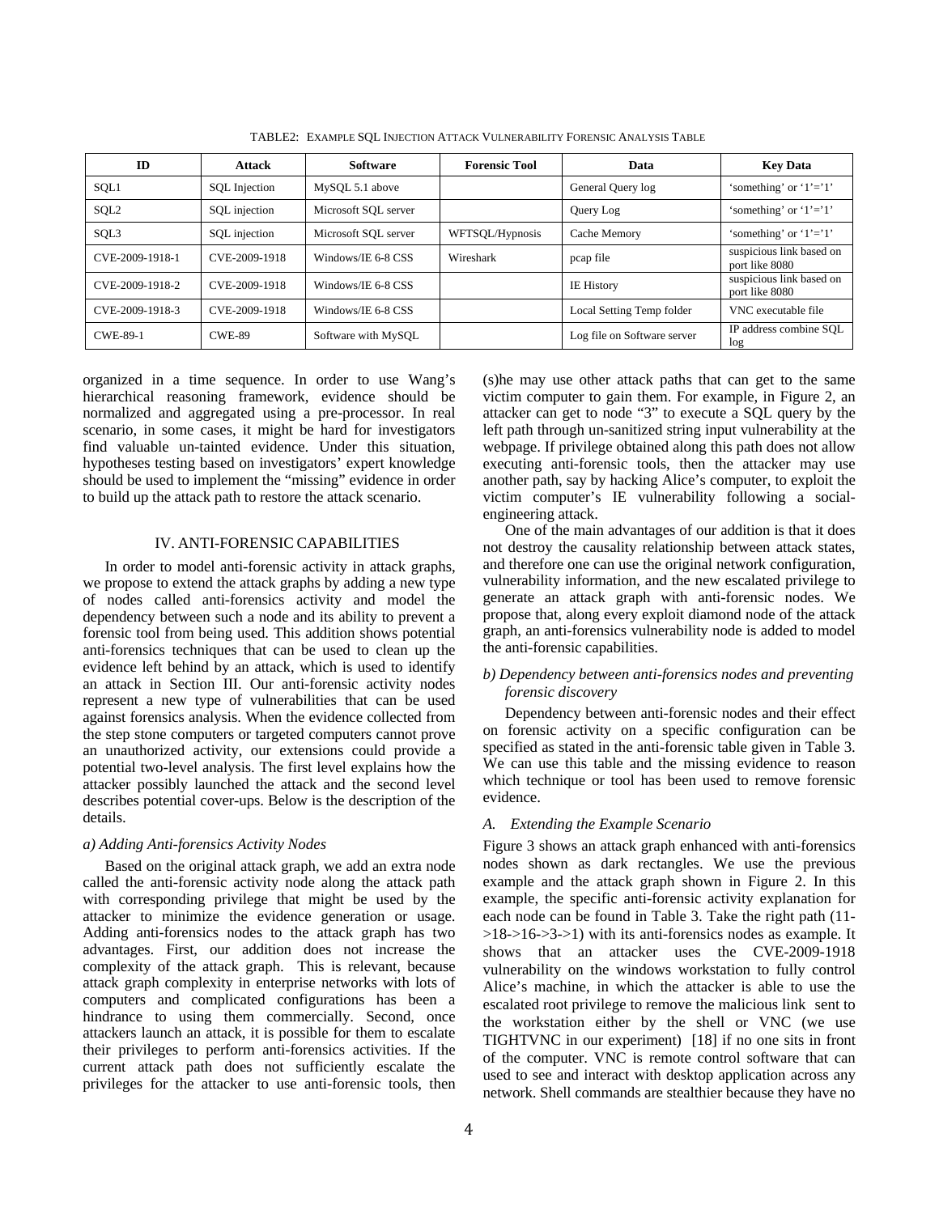TABLE2: EXAMPLE SQL INJECTION ATTACK VULNERABILITY FORENSIC ANALYSIS TABLE

| ID | Attack | Software | Forensic Tool | Data | Key Data |
|---|---|---|---|---|---|
| SQL1 | SQL Injection | MySQL 5.1 above | | General Query log | 'something' or '1'='1' |
| SQL2 | SQL injection | Microsoft SQL server | | Query Log | 'something' or '1'='1' |
| SQL3 | SQL injection | Microsoft SQL server | WFTSQL/Hypnosis | Cache Memory | 'something' or '1'='1' |
| CVE-2009-1918-1 | CVE-2009-1918 | Windows/IE 6-8 CSS | Wireshark | pcap file | suspicious link based on port like 8080 |
| CVE-2009-1918-2 | CVE-2009-1918 | Windows/IE 6-8 CSS | | IE History | suspicious link based on port like 8080 |
| CVE-2009-1918-3 | CVE-2009-1918 | Windows/IE 6-8 CSS | | Local Setting Temp folder | VNC executable file |
| CWE-89-1 | CWE-89 | Software with MySQL | | Log file on Software server | IP address combine SQL log |

organized in a time sequence. In order to use Wang's hierarchical reasoning framework, evidence should be normalized and aggregated using a pre-processor. In real scenario, in some cases, it might be hard for investigators find valuable un-tainted evidence. Under this situation, hypotheses testing based on investigators' expert knowledge should be used to implement the "missing" evidence in order to build up the attack path to restore the attack scenario.

## IV. ANTI-FORENSIC CAPABILITIES

In order to model anti-forensic activity in attack graphs, we propose to extend the attack graphs by adding a new type of nodes called anti-forensics activity and model the dependency between such a node and its ability to prevent a forensic tool from being used. This addition shows potential anti-forensics techniques that can be used to clean up the evidence left behind by an attack, which is used to identify an attack in Section III. Our anti-forensic activity nodes represent a new type of vulnerabilities that can be used against forensics analysis. When the evidence collected from the step stone computers or targeted computers cannot prove an unauthorized activity, our extensions could provide a potential two-level analysis. The first level explains how the attacker possibly launched the attack and the second level describes potential cover-ups. Below is the description of the details.

### *a) Adding Anti-forensics Activity Nodes*

Based on the original attack graph, we add an extra node called the anti-forensic activity node along the attack path with corresponding privilege that might be used by the attacker to minimize the evidence generation or usage. Adding anti-forensics nodes to the attack graph has two advantages. First, our addition does not increase the complexity of the attack graph. This is relevant, because attack graph complexity in enterprise networks with lots of computers and complicated configurations has been a hindrance to using them commercially. Second, once attackers launch an attack, it is possible for them to escalate their privileges to perform anti-forensics activities. If the current attack path does not sufficiently escalate the privileges for the attacker to use anti-forensic tools, then (s)he may use other attack paths that can get to the same victim computer to gain them. For example, in Figure 2, an attacker can get to node "3" to execute a SQL query by the left path through un-sanitized string input vulnerability at the webpage. If privilege obtained along this path does not allow executing anti-forensic tools, then the attacker may use another path, say by hacking Alice's computer, to exploit the victim computer's IE vulnerability following a social-engineering attack.

One of the main advantages of our addition is that it does not destroy the causality relationship between attack states, and therefore one can use the original network configuration, vulnerability information, and the new escalated privilege to generate an attack graph with anti-forensic nodes. We propose that, along every exploit diamond node of the attack graph, an anti-forensics vulnerability node is added to model the anti-forensic capabilities.

### *b) Dependency between anti-forensics nodes and preventing forensic discovery*

Dependency between anti-forensic nodes and their effect on forensic activity on a specific configuration can be specified as stated in the anti-forensic table given in Table 3. We can use this table and the missing evidence to reason which technique or tool has been used to remove forensic evidence.

### *A. Extending the Example Scenario*

Figure 3 shows an attack graph enhanced with anti-forensics nodes shown as dark rectangles. We use the previous example and the attack graph shown in Figure 2. In this example, the specific anti-forensic activity explanation for each node can be found in Table 3. Take the right path (11->18->16->3->1) with its anti-forensics nodes as example. It shows that an attacker uses the CVE-2009-1918 vulnerability on the windows workstation to fully control Alice's machine, in which the attacker is able to use the escalated root privilege to remove the malicious link sent to the workstation either by the shell or VNC (we use TIGHTVNC in our experiment) [18] if no one sits in front of the computer. VNC is remote control software that can used to see and interact with desktop application across any network. Shell commands are stealthier because they have no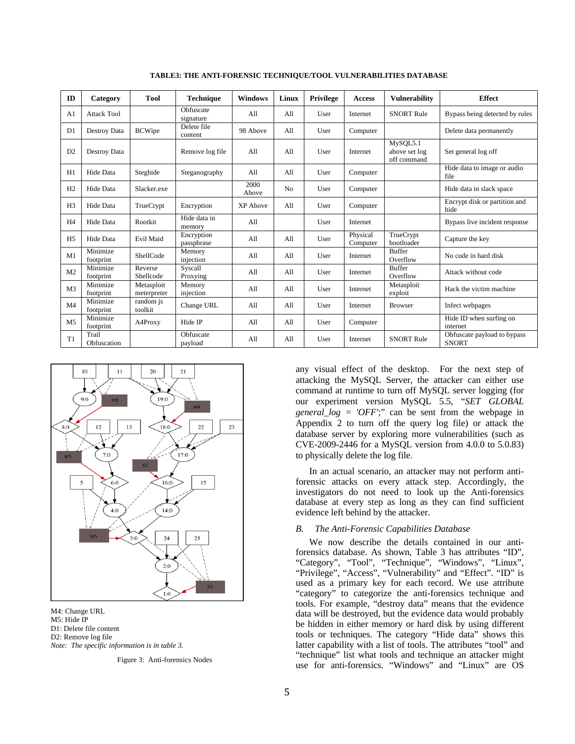**TABLE3: THE ANTI-FORENSIC TECHNIQUE/TOOL VULNERABILITIES DATABASE**

| ID | Category | Tool | Technique | Windows | Linux | Privilege | Access | Vulnerability | Effect |
|---|---|---|---|---|---|---|---|---|---|
| A1 | Attack Tool | | Obfuscate signature | All | All | User | Internet | SNORT Rule | Bypass being detected by rules |
| D1 | Destroy Data | BCWipe | Delete file content | 98 Above | All | User | Computer | | Delete data permanently |
| D2 | Destroy Data | | Remove log file | All | All | User | Internet | MySQL5.1 above set log off command | Set general log off |
| H1 | Hide Data | Steghide | Steganography | All | All | User | Computer | | Hide data to image or audio file |
| H2 | Hide Data | Slacker.exe | | 2000 Above | No | User | Computer | | Hide data in slack space |
| H3 | Hide Data | TrueCrypt | Encryption | XP Above | All | User | Computer | | Encrypt disk or partition and hide |
| H4 | Hide Data | Rootkit | Hide data in memory | All | | User | Internet | | Bypass live incident response |
| H5 | Hide Data | Evil Maid | Encryption passphrase | All | All | User | Physical Computer | TrueCrypt bootloader | Capture the key |
| M1 | Minimize footprint | ShellCode | Memory injection | All | All | User | Internet | Buffer Overflow | No code in hard disk |
| M2 | Minimize footprint | Reverse Shellcode | Syscall Proxying | All | All | User | Internet | Buffer Overflow | Attack without code |
| M3 | Minimize footprint | Metasploit meterpreter | Memory injection | All | All | User | Internet | Metasploit exploit | Hack the victim machine |
| M4 | Minimize footprint | random js toolkit | Change URL | All | All | User | Internet | Browser | Infect webpages |
| M5 | Minimize footprint | A4Proxy | Hide IP | All | All | User | Computer | | Hide ID when surfing on internet |
| T1 | Trail Obfuscation | | Obfuscate payload | All | All | User | Internet | SNORT Rule | Obfuscate payload to bypass SNORT |

M4: Change URL
M5: Hide IP
D1: Delete file content
D2: Remove log file
*Note: The specific information is in table 3.*

Figure 3: Anti-forensics Nodes

any visual effect of the desktop. For the next step of attacking the MySQL Server, the attacker can either use command at runtime to turn off MySQL server logging (for our experiment version MySQL 5.5, *"SET GLOBAL general_log = 'OFF';"* can be sent from the webpage in Appendix 2 to turn off the query log file) or attack the database server by exploring more vulnerabilities (such as CVE-2009-2446 for a MySQL version from 4.0.0 to 5.0.83) to physically delete the log file.

In an actual scenario, an attacker may not perform anti-forensic attacks on every attack step. Accordingly, the investigators do not need to look up the Anti-forensics database at every step as long as they can find sufficient evidence left behind by the attacker.

### *B. The Anti-Forensic Capabilities Database*

We now describe the details contained in our anti-forensics database. As shown, Table 3 has attributes "ID", "Category", "Tool", "Technique", "Windows", "Linux", "Privilege", "Access", "Vulnerability" and "Effect". "ID" is used as a primary key for each record. We use attribute "category" to categorize the anti-forensics technique and tools. For example, "destroy data" means that the evidence data will be destroyed, but the evidence data would probably be hidden in either memory or hard disk by using different tools or techniques. The category "Hide data" shows this latter capability with a list of tools. The attributes "tool" and "technique" list what tools and technique an attacker might use for anti-forensics. "Windows" and "Linux" are OS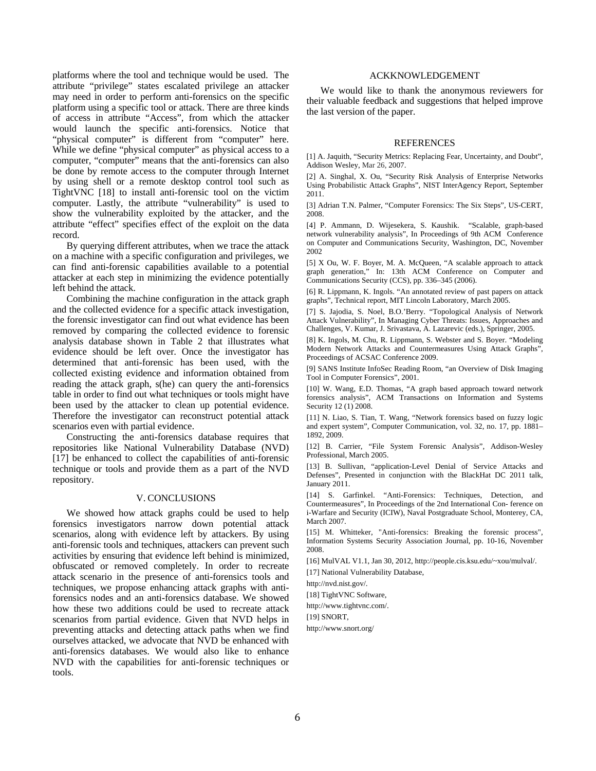platforms where the tool and technique would be used. The attribute "privilege" states escalated privilege an attacker may need in order to perform anti-forensics on the specific platform using a specific tool or attack. There are three kinds of access in attribute "Access", from which the attacker would launch the specific anti-forensics. Notice that "physical computer" is different from "computer" here. While we define "physical computer" as physical access to a computer, "computer" means that the anti-forensics can also be done by remote access to the computer through Internet by using shell or a remote desktop control tool such as TightVNC [18] to install anti-forensic tool on the victim computer. Lastly, the attribute "vulnerability" is used to show the vulnerability exploited by the attacker, and the attribute "effect" specifies effect of the exploit on the data record.

By querying different attributes, when we trace the attack on a machine with a specific configuration and privileges, we can find anti-forensic capabilities available to a potential attacker at each step in minimizing the evidence potentially left behind the attack.

Combining the machine configuration in the attack graph and the collected evidence for a specific attack investigation, the forensic investigator can find out what evidence has been removed by comparing the collected evidence to forensic analysis database shown in Table 2 that illustrates what evidence should be left over. Once the investigator has determined that anti-forensic has been used, with the collected existing evidence and information obtained from reading the attack graph, s(he) can query the anti-forensics table in order to find out what techniques or tools might have been used by the attacker to clean up potential evidence. Therefore the investigator can reconstruct potential attack scenarios even with partial evidence.

Constructing the anti-forensics database requires that repositories like National Vulnerability Database (NVD) [17] be enhanced to collect the capabilities of anti-forensic technique or tools and provide them as a part of the NVD repository.

## V. CONCLUSIONS

We showed how attack graphs could be used to help forensics investigators narrow down potential attack scenarios, along with evidence left by attackers. By using anti-forensic tools and techniques, attackers can prevent such activities by ensuring that evidence left behind is minimized, obfuscated or removed completely. In order to recreate attack scenario in the presence of anti-forensics tools and techniques, we propose enhancing attack graphs with anti-forensics nodes and an anti-forensics database. We showed how these two additions could be used to recreate attack scenarios from partial evidence. Given that NVD helps in preventing attacks and detecting attack paths when we find ourselves attacked, we advocate that NVD be enhanced with anti-forensics databases. We would also like to enhance NVD with the capabilities for anti-forensic techniques or tools.

## ACKKNOWLEDGEMENT

We would like to thank the anonymous reviewers for their valuable feedback and suggestions that helped improve the last version of the paper.

## REFERENCES

[1] A. Jaquith, "Security Metrics: Replacing Fear, Uncertainty, and Doubt", Addison Wesley, Mar 26, 2007.

[2] A. Singhal, X. Ou, "Security Risk Analysis of Enterprise Networks Using Probabilistic Attack Graphs", NIST InterAgency Report, September 2011.

[3] Adrian T.N. Palmer, "Computer Forensics: The Six Steps", US-CERT, 2008.

[4] P. Ammann, D. Wijesekera, S. Kaushik. "Scalable, graph-based network vulnerability analysis", In Proceedings of 9th ACM Conference on Computer and Communications Security, Washington, DC, November 2002

[5] X Ou, W. F. Boyer, M. A. McQueen, "A scalable approach to attack graph generation," In: 13th ACM Conference on Computer and Communications Security (CCS), pp. 336–345 (2006).

[6] R. Lippmann, K. Ingols. "An annotated review of past papers on attack graphs", Technical report, MIT Lincoln Laboratory, March 2005.

[7] S. Jajodia, S. Noel, B.O.'Berry. "Topological Analysis of Network Attack Vulnerability", In Managing Cyber Threats: Issues, Approaches and Challenges, V. Kumar, J. Srivastava, A. Lazarevic (eds.), Springer, 2005.

[8] K. Ingols, M. Chu, R. Lippmann, S. Webster and S. Boyer. "Modeling Modern Network Attacks and Countermeasures Using Attack Graphs", Proceedings of ACSAC Conference 2009.

[9] SANS Institute InfoSec Reading Room, "an Overview of Disk Imaging Tool in Computer Forensics", 2001.

[10] W. Wang, E.D. Thomas, "A graph based approach toward network forensics analysis", ACM Transactions on Information and Systems Security 12 (1) 2008.

[11] N. Liao, S. Tian, T. Wang, "Network forensics based on fuzzy logic and expert system", Computer Communication, vol. 32, no. 17, pp. 1881–1892, 2009.

[12] B. Carrier, "File System Forensic Analysis", Addison-Wesley Professional, March 2005.

[13] B. Sullivan, "application-Level Denial of Service Attacks and Defenses", Presented in conjunction with the BlackHat DC 2011 talk, January 2011.

[14] S. Garfinkel. "Anti-Forensics: Techniques, Detection, and Countermeasures", In Proceedings of the 2nd International Con- ference on i-Warfare and Security (ICIW), Naval Postgraduate School, Monterey, CA, March 2007.

[15] M. Whitteker, "Anti-forensics: Breaking the forensic process", Information Systems Security Association Journal, pp. 10-16, November 2008.

[16] MulVAL V1.1, Jan 30, 2012, http://people.cis.ksu.edu/~xou/mulval/.

[17] National Vulnerability Database,

http://nvd.nist.gov/.

[18] TightVNC Software,

http://www.tightvnc.com/.

[19] SNORT,

http://www.snort.org/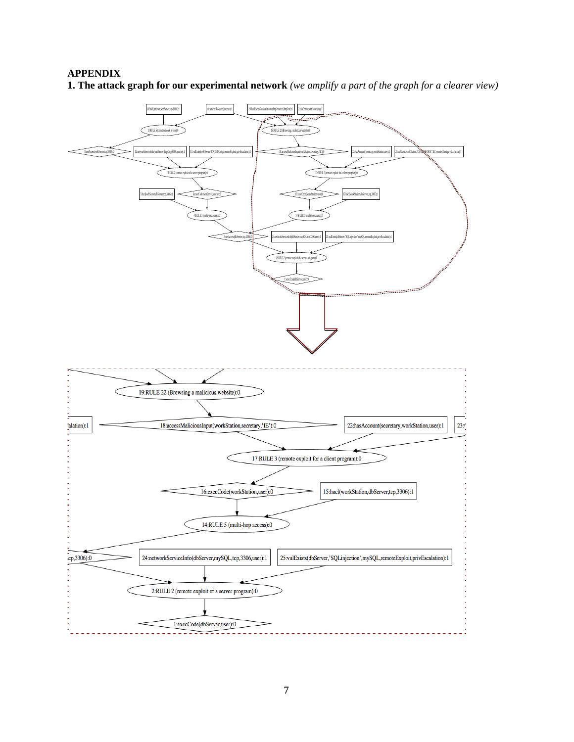# APPENDIX

**1. The attack graph for our experimental network** *(we amplify a part of the graph for a clearer view)*

10:hacl(internet,webServer,tcp,8080):1

11:attackerLocated(internet):1

20:hacl(workStation,internet,httpProtocol,httpPort):1

21:inCompetent(secretary):1

9:RULE 6 (direct network access):0

19:RULE 22 (Browsing a malicious website):0

8:netAccess(webServer,tcp,8080):0

12:networkServiceInfo(webServer,httpd,tcp,8080,apache):1

13:vulExists(webServer,'CWE-89',httpd,remoteExploit,privEscalation):1

18:accessMaliciousInput(workStation,secretary,'IE'):0

22:hasAccount(secretary,workStation,user):1

23:vulExists(workStation,'CVE-2009-1918','IE',remoteClient,privEscalation):1

7:RULE 2 (remote exploit of a server program):0

17:RULE 3 (remote exploit for a client program):0

5:hacl(webServer,dbServer,tcp,3306):1

6:execCode(webServer,apache):0

16:execCode(workStation,user):0

15:hacl(workStation,dbServer,tcp,3306):1

4:RULE 5 (multi-hop access):0

14:RULE 5 (multi-hop access):0

3:netAccess(dbServer,tcp,3306):0

24:networkServiceInfo(dbServer,mySQL,tcp,3306,user):1

25:vulExists(dbServer,'SQLinjection',mySQL,remoteExploit,privEscalation):1

2:RULE 2 (remote exploit of a server program):0

1:execCode(dbServer,user):0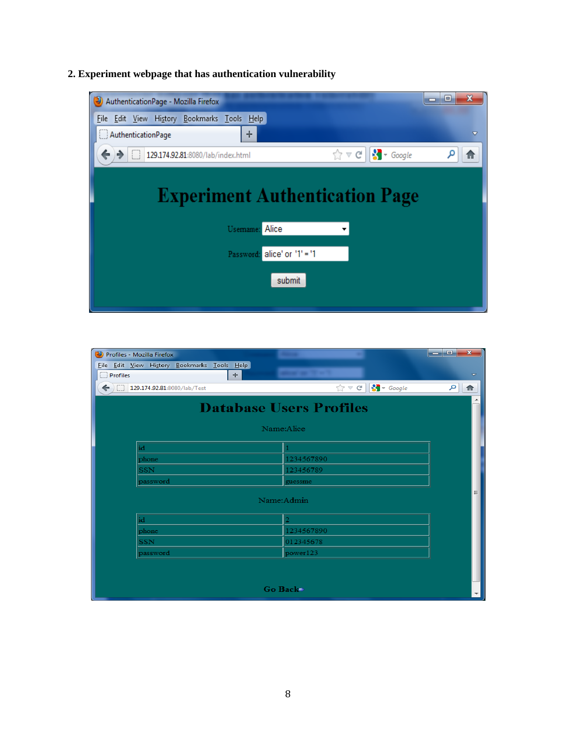**2. Experiment webpage that has authentication vulnerability**

AuthenticationPage - Mozilla Firefox

129.174.92.81:8080/lab/index.html

# Experiment Authentication Page

Username: Alice

Password: alice' or '1' = '1

submit

Profiles - Mozilla Firefox

129.174.92.81:8080/lab/Test

## Database Users Profiles

Name:Alice

| | |
|---|---|
| id | 1 |
| phone | 1234567890 |
| SSN | 123456789 |
| password | guessme |

Name:Admin

| | |
|---|---|
| id | 2 |
| phone | 1234567890 |
| SSN | 012345678 |
| password | power123 |

Go Back